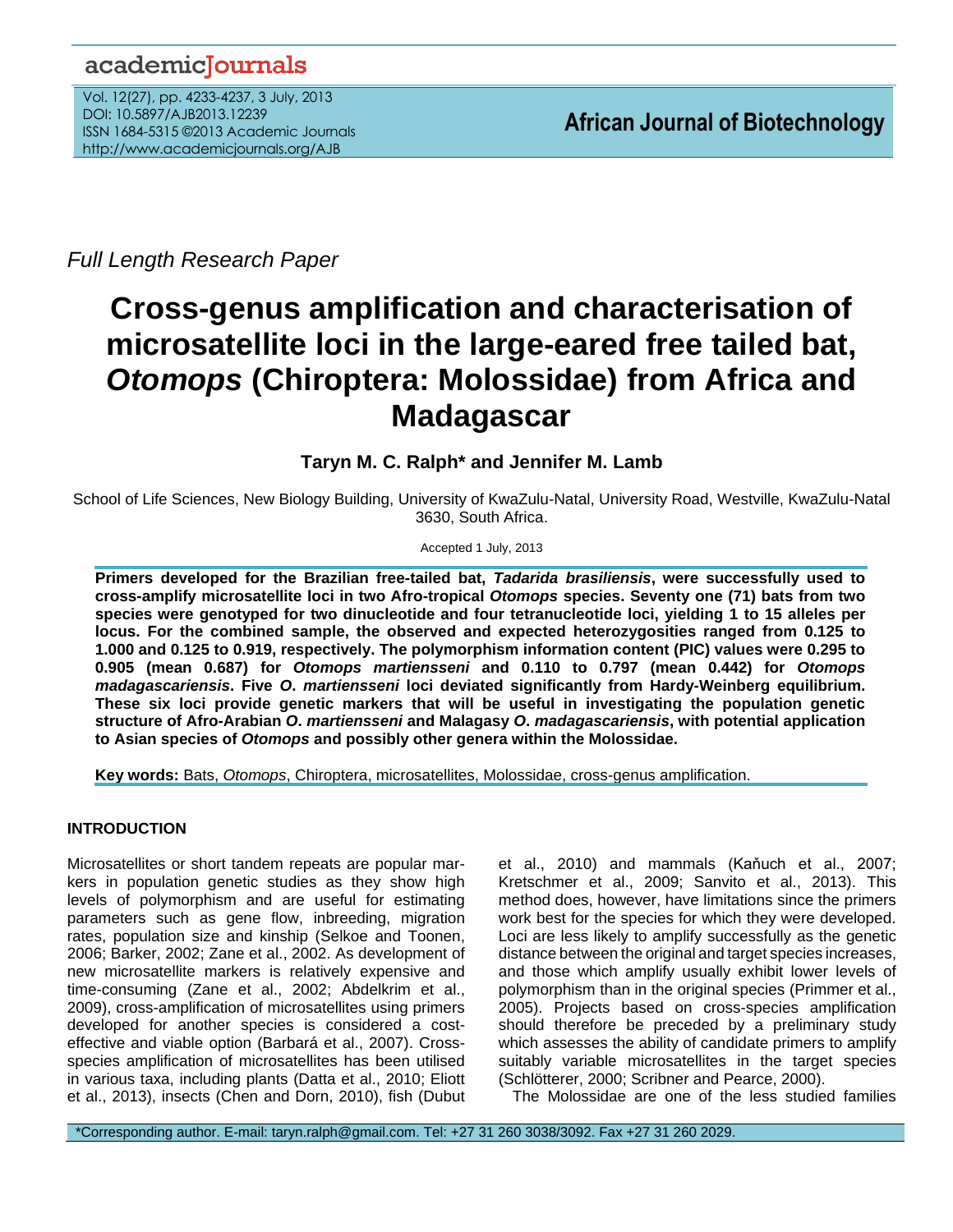Full Length Research Paper

# Cross-genus amplification and characterisation of microsatellite loci in the large-eared free tailed bat, *Otomops* (Chiroptera: Molossidae) from Africa and Madagascar

**Taryn M. C. Ralph* and Jennifer M. Lamb**

School of Life Sciences, New Biology Building, University of KwaZulu-Natal, University Road, Westville, KwaZulu-Natal 3630, South Africa.

Accepted 1 July, 2013

**Primers developed for the Brazilian free-tailed bat, *Tadarida brasiliensis*, were successfully used to cross-amplify microsatellite loci in two Afro-tropical *Otomops* species. Seventy one (71) bats from two species were genotyped for two dinucleotide and four tetranucleotide loci, yielding 1 to 15 alleles per locus. For the combined sample, the observed and expected heterozygosities ranged from 0.125 to 1.000 and 0.125 to 0.919, respectively. The polymorphism information content (PIC) values were 0.295 to 0.905 (mean 0.687) for *Otomops martiensseni* and 0.110 to 0.797 (mean 0.442) for *Otomops madagascariensis*. Five *O. martiensseni* loci deviated significantly from Hardy-Weinberg equilibrium. These six loci provide genetic markers that will be useful in investigating the population genetic structure of Afro-Arabian *O. martiensseni* and Malagasy *O. madagascariensis*, with potential application to Asian species of *Otomops* and possibly other genera within the Molossidae.**

**Key words:** Bats, *Otomops*, Chiroptera, microsatellites, Molossidae, cross-genus amplification.

## INTRODUCTION

Microsatellites or short tandem repeats are popular markers in population genetic studies as they show high levels of polymorphism and are useful for estimating parameters such as gene flow, inbreeding, migration rates, population size and kinship (Selkoe and Toonen, 2006; Barker, 2002; Zane et al., 2002. As development of new microsatellite markers is relatively expensive and time-consuming (Zane et al., 2002; Abdelkrim et al., 2009), cross-amplification of microsatellites using primers developed for another species is considered a cost-effective and viable option (Barbará et al., 2007). Cross-species amplification of microsatellites has been utilised in various taxa, including plants (Datta et al., 2010; Eliott et al., 2013), insects (Chen and Dorn, 2010), fish (Dubut et al., 2010) and mammals (Kaňuch et al., 2007; Kretschmer et al., 2009; Sanvito et al., 2013). This method does, however, have limitations since the primers work best for the species for which they were developed. Loci are less likely to amplify successfully as the genetic distance between the original and target species increases, and those which amplify usually exhibit lower levels of polymorphism than in the original species (Primmer et al., 2005). Projects based on cross-species amplification should therefore be preceded by a preliminary study which assesses the ability of candidate primers to amplify suitably variable microsatellites in the target species (Schlötterer, 2000; Scribner and Pearce, 2000).

The Molossidae are one of the less studied families

*Corresponding author. E-mail: taryn.ralph@gmail.com. Tel: +27 31 260 3038/3092. Fax +27 31 260 2029.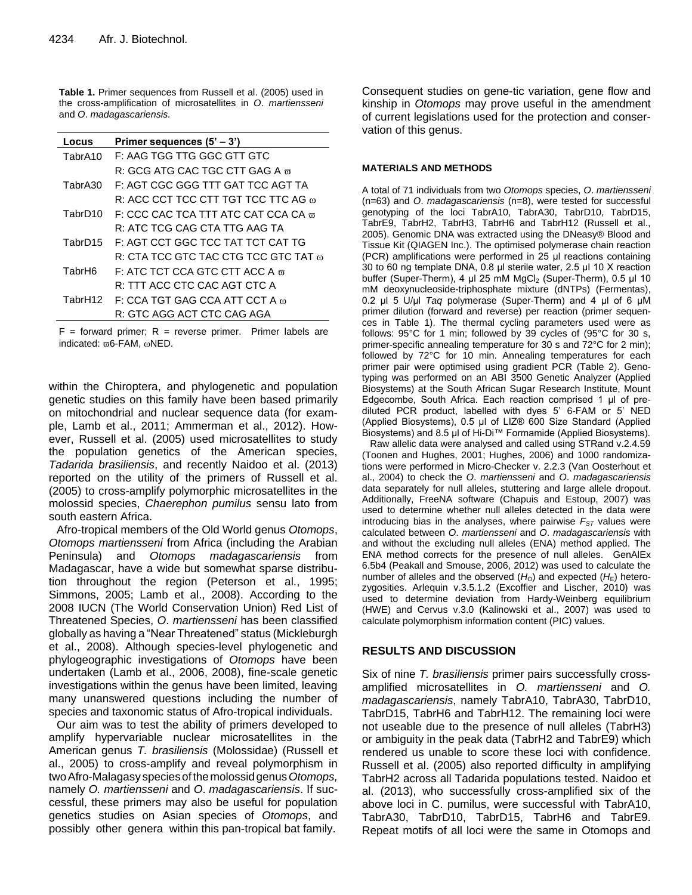**Table 1.** Primer sequences from Russell et al. (2005) used in the cross-amplification of microsatellites in *O. martiensseni* and *O. madagascariensis.*

| Locus | Primer sequences (5' – 3') |
|---|---|
| TabrA10 | F: AAG TGG TTG GGC GTT GTC |
| | R: GCG ATG CAC TGC CTT GAG A ϖ |
| TabrA30 | F: AGT CGC GGG TTT GAT TCC AGT TA |
| | R: ACC CCT TCC CTT TGT TCC TTC AG ω |
| TabrD10 | F: CCC CAC TCA TTT ATC CAT CCA CA ϖ |
| | R: ATC TCG CAG CTA TTG AAG TA |
| TabrD15 | F: AGT CCT GGC TCC TAT TCT CAT TG |
| | R: CTA TCC GTC TAC CTG TCC GTC TAT ω |
| TabrH6 | F: ATC TCT CCA GTC CTT ACC A ϖ |
| | R: TTT ACC CTC CAC AGT CTC A |
| TabrH12 | F: CCA TGT GAG CCA ATT CCT A ω |
| | R: GTC AGG ACT CTC CAG AGA |

F = forward primer; R = reverse primer. Primer labels are indicated: ϖ6-FAM, ωNED.

within the Chiroptera, and phylogenetic and population genetic studies on this family have been based primarily on mitochondrial and nuclear sequence data (for example, Lamb et al., 2011; Ammerman et al., 2012). However, Russell et al. (2005) used microsatellites to study the population genetics of the American species, *Tadarida brasiliensis*, and recently Naidoo et al. (2013) reported on the utility of the primers of Russell et al. (2005) to cross-amplify polymorphic microsatellites in the molossid species, *Chaerephon pumilus* sensu lato from south eastern Africa.

Afro-tropical members of the Old World genus *Otomops*, *Otomops martiensseni* from Africa (including the Arabian Peninsula) and *Otomops madagascariensis* from Madagascar, have a wide but somewhat sparse distribution throughout the region (Peterson et al., 1995; Simmons, 2005; Lamb et al., 2008). According to the 2008 IUCN (The World Conservation Union) Red List of Threatened Species, *O. martiensseni* has been classified globally as having a "Near Threatened" status (Mickleburgh et al., 2008). Although species-level phylogenetic and phylogeographic investigations of *Otomops* have been undertaken (Lamb et al., 2006, 2008), fine-scale genetic investigations within the genus have been limited, leaving many unanswered questions including the number of species and taxonomic status of Afro-tropical individuals.

Our aim was to test the ability of primers developed to amplify hypervariable nuclear microsatellites in the American genus *T. brasiliensis* (Molossidae) (Russell et al., 2005) to cross-amplify and reveal polymorphism in two Afro-Malagasy species of the molossid genus *Otomops,* namely *O. martiensseni* and *O. madagascariensis*. If successful, these primers may also be useful for population genetics studies on Asian species of *Otomops*, and possibly other genera within this pan-tropical bat family.

Consequent studies on gene-tic variation, gene flow and kinship in *Otomops* may prove useful in the amendment of current legislations used for the protection and conservation of this genus.

## MATERIALS AND METHODS

A total of 71 individuals from two *Otomops* species, *O. martiensseni* (n=63) and *O. madagascariensis* (n=8), were tested for successful genotyping of the loci TabrA10, TabrA30, TabrD10, TabrD15, TabrE9, TabrH2, TabrH3, TabrH6 and TabrH12 (Russell et al., 2005). Genomic DNA was extracted using the DNeasy® Blood and Tissue Kit (QIAGEN Inc.). The optimised polymerase chain reaction (PCR) amplifications were performed in 25 µl reactions containing 30 to 60 ng template DNA, 0.8 µl sterile water, 2.5 µl 10 X reaction buffer (Super-Therm), 4 µl 25 mM $MgCl_2$ (Super-Therm), 0.5 µl 10 mM deoxynucleoside-triphosphate mixture (dNTPs) (Fermentas), 0.2 µl 5 U/µl *Taq* polymerase (Super-Therm) and 4 µl of 6 µM primer dilution (forward and reverse) per reaction (primer sequences in Table 1). The thermal cycling parameters used were as follows: 95°C for 1 min; followed by 39 cycles of (95°C for 30 s, primer-specific annealing temperature for 30 s and 72°C for 2 min); followed by 72°C for 10 min. Annealing temperatures for each primer pair were optimised using gradient PCR (Table 2). Genotyping was performed on an ABI 3500 Genetic Analyzer (Applied Biosystems) at the South African Sugar Research Institute, Mount Edgecombe, South Africa. Each reaction comprised 1 µl of prediluted PCR product, labelled with dyes 5' 6-FAM or 5' NED (Applied Biosystems), 0.5 µl of LIZ® 600 Size Standard (Applied Biosystems) and 8.5 µl of Hi-Di™ Formamide (Applied Biosystems).

Raw allelic data were analysed and called using STRand v.2.4.59 (Toonen and Hughes, 2001; Hughes, 2006) and 1000 randomizations were performed in Micro-Checker v. 2.2.3 (Van Oosterhout et al., 2004) to check the *O. martiensseni* and *O. madagascariensis* data separately for null alleles, stuttering and large allele dropout. Additionally, FreeNA software (Chapuis and Estoup, 2007) was used to determine whether null alleles detected in the data were introducing bias in the analyses, where pairwise $F_{ST}$ values were calculated between *O. martiensseni* and *O. madagascariensis* with and without the excluding null alleles (ENA) method applied. The ENA method corrects for the presence of null alleles. GenAlEx 6.5b4 (Peakall and Smouse, 2006, 2012) was used to calculate the number of alleles and the observed ($H_O$) and expected ($H_E$) heterozygosities. Arlequin v.3.5.1.2 (Excoffier and Lischer, 2010) was used to determine deviation from Hardy-Weinberg equilibrium (HWE) and Cervus v.3.0 (Kalinowski et al., 2007) was used to calculate polymorphism information content (PIC) values.

## RESULTS AND DISCUSSION

Six of nine *T. brasiliensis* primer pairs successfully cross-amplified microsatellites in *O. martiensseni* and *O. madagascariensis*, namely TabrA10, TabrA30, TabrD10, TabrD15, TabrH6 and TabrH12. The remaining loci were not useable due to the presence of null alleles (TabrH3) or ambiguity in the peak data (TabrH2 and TabrE9) which rendered us unable to score these loci with confidence. Russell et al. (2005) also reported difficulty in amplifying TabrH2 across all Tadarida populations tested. Naidoo et al. (2013), who successfully cross-amplified six of the above loci in C. pumilus, were successful with TabrA10, TabrA30, TabrD10, TabrD15, TabrH6 and TabrE9. Repeat motifs of all loci were the same in Otomops and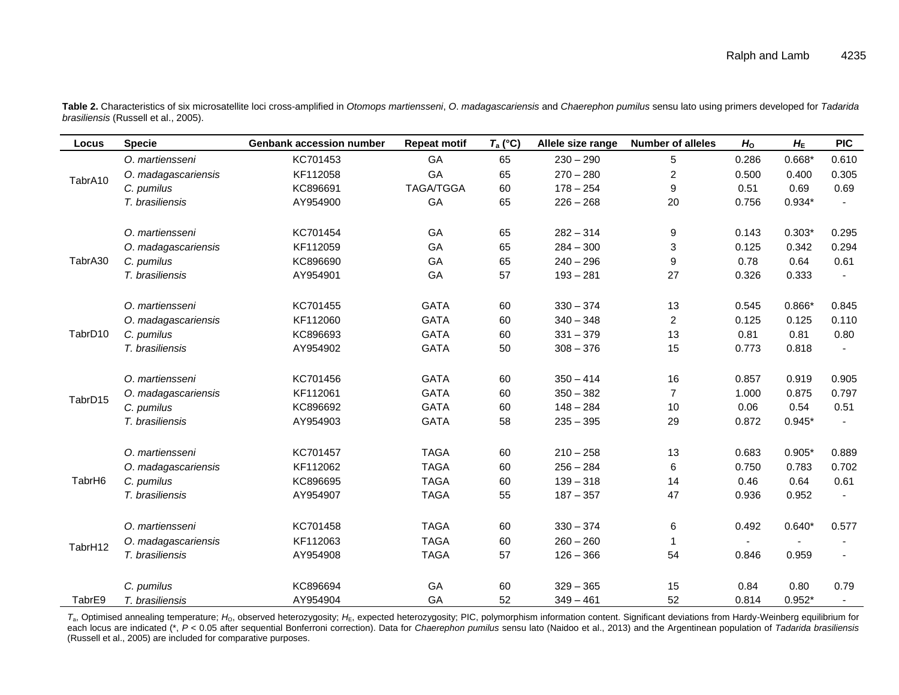**Table 2.** Characteristics of six microsatellite loci cross-amplified in *Otomops martiensseni*, *O. madagascariensis* and *Chaerephon pumilus* sensu lato using primers developed for *Tadarida brasiliensis* (Russell et al., 2005).

| Locus | Specie | Genbank accession number | Repeat motif | $T_a$ (°C) | Allele size range | Number of alleles | $H_O$ | $H_E$ | PIC |
|---|---|---|---|---|---|---|---|---|---|
| TabrA10 | *O. martiensseni* | KC701453 | GA | 65 | 230 – 290 | 5 | 0.286 | 0.668* | 0.610 |
| | *O. madagascariensis* | KF112058 | GA | 65 | 270 – 280 | 2 | 0.500 | 0.400 | 0.305 |
| | *C. pumilus* | KC896691 | TAGA/TGGA | 60 | 178 – 254 | 9 | 0.51 | 0.69 | 0.69 |
| | *T. brasiliensis* | AY954900 | GA | 65 | 226 – 268 | 20 | 0.756 | 0.934* | - |
| TabrA30 | *O. martiensseni* | KC701454 | GA | 65 | 282 – 314 | 9 | 0.143 | 0.303* | 0.295 |
| | *O. madagascariensis* | KF112059 | GA | 65 | 284 – 300 | 3 | 0.125 | 0.342 | 0.294 |
| | *C. pumilus* | KC896690 | GA | 65 | 240 – 296 | 9 | 0.78 | 0.64 | 0.61 |
| | *T. brasiliensis* | AY954901 | GA | 57 | 193 – 281 | 27 | 0.326 | 0.333 | - |
| TabrD10 | *O. martiensseni* | KC701455 | GATA | 60 | 330 – 374 | 13 | 0.545 | 0.866* | 0.845 |
| | *O. madagascariensis* | KF112060 | GATA | 60 | 340 – 348 | 2 | 0.125 | 0.125 | 0.110 |
| | *C. pumilus* | KC896693 | GATA | 60 | 331 – 379 | 13 | 0.81 | 0.81 | 0.80 |
| | *T. brasiliensis* | AY954902 | GATA | 50 | 308 – 376 | 15 | 0.773 | 0.818 | - |
| TabrD15 | *O. martiensseni* | KC701456 | GATA | 60 | 350 – 414 | 16 | 0.857 | 0.919 | 0.905 |
| | *O. madagascariensis* | KF112061 | GATA | 60 | 350 – 382 | 7 | 1.000 | 0.875 | 0.797 |
| | *C. pumilus* | KC896692 | GATA | 60 | 148 – 284 | 10 | 0.06 | 0.54 | 0.51 |
| | *T. brasiliensis* | AY954903 | GATA | 58 | 235 – 395 | 29 | 0.872 | 0.945* | - |
| TabrH6 | *O. martiensseni* | KC701457 | TAGA | 60 | 210 – 258 | 13 | 0.683 | 0.905* | 0.889 |
| | *O. madagascariensis* | KF112062 | TAGA | 60 | 256 – 284 | 6 | 0.750 | 0.783 | 0.702 |
| | *C. pumilus* | KC896695 | TAGA | 60 | 139 – 318 | 14 | 0.46 | 0.64 | 0.61 |
| | *T. brasiliensis* | AY954907 | TAGA | 55 | 187 – 357 | 47 | 0.936 | 0.952 | - |
| TabrH12 | *O. martiensseni* | KC701458 | TAGA | 60 | 330 – 374 | 6 | 0.492 | 0.640* | 0.577 |
| | *O. madagascariensis* | KF112063 | TAGA | 60 | 260 – 260 | 1 | - | - | - |
| | *T. brasiliensis* | AY954908 | TAGA | 57 | 126 – 366 | 54 | 0.846 | 0.959 | - |
| TabrE9 | *C. pumilus* | KC896694 | GA | 60 | 329 – 365 | 15 | 0.84 | 0.80 | 0.79 |
| | *T. brasiliensis* | AY954904 | GA | 52 | 349 – 461 | 52 | 0.814 | 0.952* | - |

$T_a$, Optimised annealing temperature; $H_O$, observed heterozygosity; $H_E$, expected heterozygosity; PIC, polymorphism information content. Significant deviations from Hardy-Weinberg equilibrium for each locus are indicated (*, $P < 0.05$ after sequential Bonferroni correction). Data for *Chaerephon pumilus* sensu lato (Naidoo et al., 2013) and the Argentinean population of *Tadarida brasiliensis* (Russell et al., 2005) are included for comparative purposes.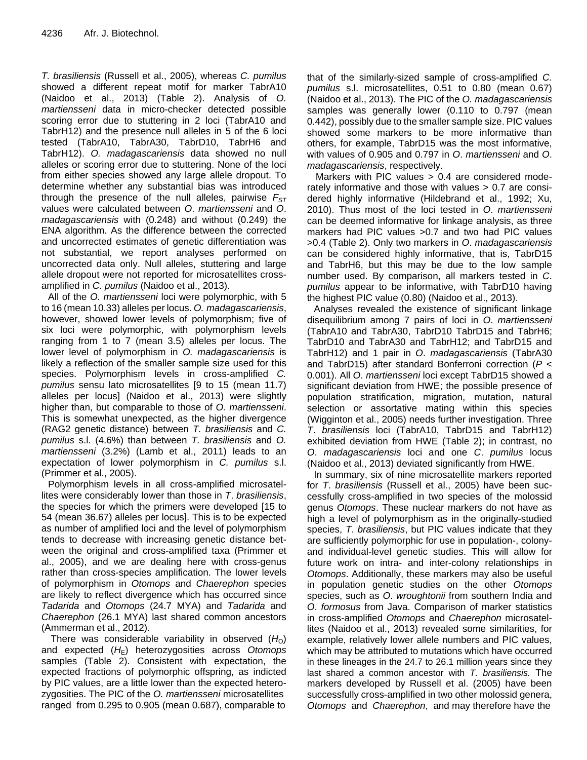*T. brasiliensis* (Russell et al., 2005), whereas *C. pumilus* showed a different repeat motif for marker TabrA10 (Naidoo et al., 2013) (Table 2). Analysis of *O. martiensseni* data in micro-checker detected possible scoring error due to stuttering in 2 loci (TabrA10 and TabrH12) and the presence null alleles in 5 of the 6 loci tested (TabrA10, TabrA30, TabrD10, TabrH6 and TabrH12). *O. madagascariensis* data showed no null alleles or scoring error due to stuttering. None of the loci from either species showed any large allele dropout. To determine whether any substantial bias was introduced through the presence of the null alleles, pairwise $F_{ST}$ values were calculated between *O. martiensseni* and *O. madagascariensis* with (0.248) and without (0.249) the ENA algorithm. As the difference between the corrected and uncorrected estimates of genetic differentiation was not substantial, we report analyses performed on uncorrected data only. Null alleles, stuttering and large allele dropout were not reported for microsatellites cross-amplified in *C. pumilus* (Naidoo et al., 2013).

All of the *O. martiensseni* loci were polymorphic, with 5 to 16 (mean 10.33) alleles per locus. *O. madagascariensis*, however, showed lower levels of polymorphism; five of six loci were polymorphic, with polymorphism levels ranging from 1 to 7 (mean 3.5) alleles per locus. The lower level of polymorphism in *O. madagascariensis* is likely a reflection of the smaller sample size used for this species. Polymorphism levels in cross-amplified *C. pumilus* sensu lato microsatellites [9 to 15 (mean 11.7) alleles per locus] (Naidoo et al., 2013) were slightly higher than, but comparable to those of *O. martiensseni*. This is somewhat unexpected, as the higher divergence (RAG2 genetic distance) between *T. brasiliensis* and *C. pumilus* s.l. (4.6%) than between *T. brasiliensis* and *O. martiensseni* (3.2%) (Lamb et al., 2011) leads to an expectation of lower polymorphism in *C. pumilus* s.l. (Primmer et al., 2005).

Polymorphism levels in all cross-amplified microsatellites were considerably lower than those in *T. brasiliensis*, the species for which the primers were developed [15 to 54 (mean 36.67) alleles per locus]. This is to be expected as number of amplified loci and the level of polymorphism tends to decrease with increasing genetic distance between the original and cross-amplified taxa (Primmer et al., 2005), and we are dealing here with cross-genus rather than cross-species amplification. The lower levels of polymorphism in *Otomops* and *Chaerephon* species are likely to reflect divergence which has occurred since *Tadarida* and *Otomops* (24.7 MYA) and *Tadarida* and *Chaerephon* (26.1 MYA) last shared common ancestors (Ammerman et al., 2012).

There was considerable variability in observed ($H_O$) and expected ($H_E$) heterozygosities across *Otomops* samples (Table 2). Consistent with expectation, the expected fractions of polymorphic offspring, as indicted by PIC values, are a little lower than the expected heterozygosities. The PIC of the *O. martiensseni* microsatellites ranged from 0.295 to 0.905 (mean 0.687), comparable to that of the similarly-sized sample of cross-amplified *C. pumilus* s.l. microsatellites, 0.51 to 0.80 (mean 0.67) (Naidoo et al., 2013). The PIC of the *O. madagascariensis* samples was generally lower (0.110 to 0.797 (mean 0.442), possibly due to the smaller sample size. PIC values showed some markers to be more informative than others, for example, TabrD15 was the most informative, with values of 0.905 and 0.797 in *O. martiensseni* and *O. madagascariensis*, respectively.

Markers with PIC values > 0.4 are considered moderately informative and those with values > 0.7 are considered highly informative (Hildebrand et al., 1992; Xu, 2010). Thus most of the loci tested in *O. martiensseni* can be deemed informative for linkage analysis, as three markers had PIC values >0.7 and two had PIC values >0.4 (Table 2). Only two markers in *O. madagascariensis* can be considered highly informative, that is, TabrD15 and TabrH6, but this may be due to the low sample number used. By comparison, all markers tested in *C. pumilus* appear to be informative, with TabrD10 having the highest PIC value (0.80) (Naidoo et al., 2013).

Analyses revealed the existence of significant linkage disequilibrium among 7 pairs of loci in *O. martiensseni* (TabrA10 and TabrA30, TabrD10 TabrD15 and TabrH6; TabrD10 and TabrA30 and TabrH12; and TabrD15 and TabrH12) and 1 pair in *O. madagascariensis* (TabrA30 and TabrD15) after standard Bonferroni correction ($P < 0.001$). All *O. martiensseni* loci except TabrD15 showed a significant deviation from HWE; the possible presence of population stratification, migration, mutation, natural selection or assortative mating within this species (Wigginton et al., 2005) needs further investigation. Three *T. brasiliensis* loci (TabrA10, TabrD15 and TabrH12) exhibited deviation from HWE (Table 2); in contrast, no *O. madagascariensis* loci and one *C. pumilus* locus (Naidoo et al., 2013) deviated significantly from HWE.

In summary, six of nine microsatellite markers reported for *T. brasiliensis* (Russell et al., 2005) have been successfully cross-amplified in two species of the molossid genus *Otomops*. These nuclear markers do not have as high a level of polymorphism as in the originally-studied species, *T. brasiliensis*, but PIC values indicate that they are sufficiently polymorphic for use in population-, colony- and individual-level genetic studies. This will allow for future work on intra- and inter-colony relationships in *Otomops*. Additionally, these markers may also be useful in population genetic studies on the other *Otomops* species, such as *O. wroughtonii* from southern India and *O. formosus* from Java. Comparison of marker statistics in cross-amplified *Otomops* and *Chaerephon* microsatellites (Naidoo et al., 2013) revealed some similarities, for example, relatively lower allele numbers and PIC values, which may be attributed to mutations which have occurred in these lineages in the 24.7 to 26.1 million years since they last shared a common ancestor with *T. brasiliensis.* The markers developed by Russell et al. (2005) have been successfully cross-amplified in two other molossid genera, *Otomops* and *Chaerephon*, and may therefore have the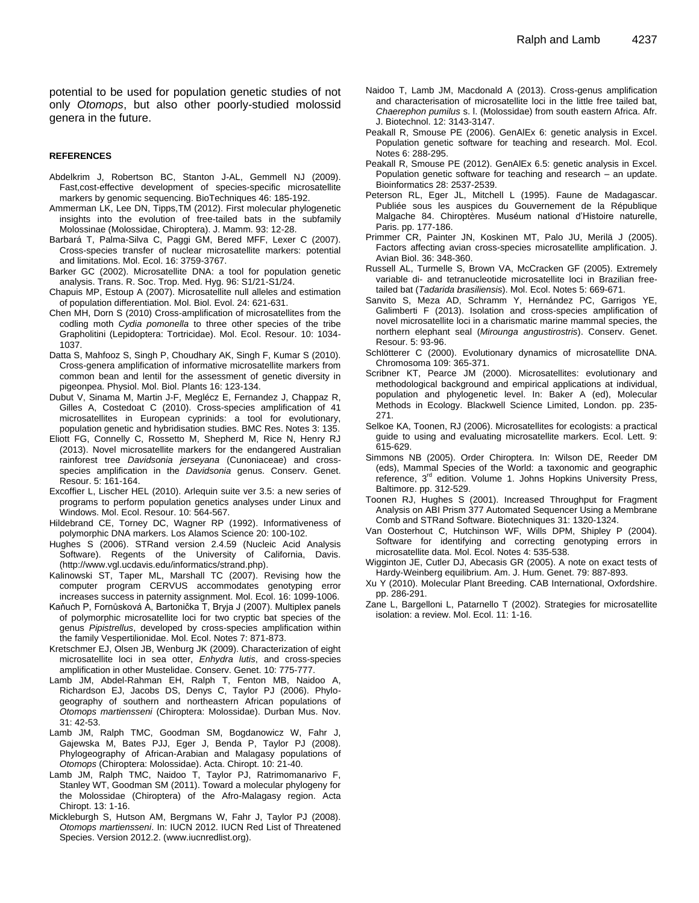potential to be used for population genetic studies of not only *Otomops*, but also other poorly-studied molossid genera in the future.

#### REFERENCES

Abdelkrim J, Robertson BC, Stanton J-AL, Gemmell NJ (2009). Fast,cost-effective development of species-specific microsatellite markers by genomic sequencing. BioTechniques 46: 185-192.

Ammerman LK, Lee DN, Tipps,TM (2012). First molecular phylogenetic insights into the evolution of free-tailed bats in the subfamily Molossinae (Molossidae, Chiroptera). J. Mamm. 93: 12-28.

Barbará T, Palma-Silva C, Paggi GM, Bered MFF, Lexer C (2007). Cross-species transfer of nuclear microsatellite markers: potential and limitations. Mol. Ecol. 16: 3759-3767.

Barker GC (2002). Microsatellite DNA: a tool for population genetic analysis. Trans. R. Soc. Trop. Med. Hyg. 96: S1/21-S1/24.

Chapuis MP, Estoup A (2007). Microsatellite null alleles and estimation of population differentiation. Mol. Biol. Evol. 24: 621-631.

Chen MH, Dorn S (2010) Cross-amplification of microsatellites from the codling moth *Cydia pomonella* to three other species of the tribe Grapholitini (Lepidoptera: Tortricidae). Mol. Ecol. Resour. 10: 1034-1037.

Datta S, Mahfooz S, Singh P, Choudhary AK, Singh F, Kumar S (2010). Cross-genera amplification of informative microsatellite markers from common bean and lentil for the assessment of genetic diversity in pigeonpea. Physiol. Mol. Biol. Plants 16: 123-134.

Dubut V, Sinama M, Martin J-F, Meglécz E, Fernandez J, Chappaz R, Gilles A, Costedoat C (2010). Cross-species amplification of 41 microsatellites in European cyprinids: a tool for evolutionary, population genetic and hybridisation studies. BMC Res. Notes 3: 135.

Eliott FG, Connelly C, Rossetto M, Shepherd M, Rice N, Henry RJ (2013). Novel microsatellite markers for the endangered Australian rainforest tree *Davidsonia jerseyana* (Cunoniaceae) and cross-species amplification in the *Davidsonia* genus. Conserv. Genet. Resour. 5: 161-164.

Excoffier L, Lischer HEL (2010). Arlequin suite ver 3.5: a new series of programs to perform population genetics analyses under Linux and Windows. Mol. Ecol. Resour. 10: 564-567.

Hildebrand CE, Torney DC, Wagner RP (1992). Informativeness of polymorphic DNA markers. Los Alamos Science 20: 100-102.

Hughes S (2006). STRand version 2.4.59 (Nucleic Acid Analysis Software). Regents of the University of California, Davis. (http://www.vgl.ucdavis.edu/informatics/strand.php).

Kalinowski ST, Taper ML, Marshall TC (2007). Revising how the computer program CERVUS accommodates genotyping error increases success in paternity assignment. Mol. Ecol. 16: 1099-1006.

Kaňuch P, Fornůsková A, Bartonička T, Bryja J (2007). Multiplex panels of polymorphic microsatellite loci for two cryptic bat species of the genus *Pipistrellus*, developed by cross-species amplification within the family Vespertilionidae. Mol. Ecol. Notes 7: 871-873.

Kretschmer EJ, Olsen JB, Wenburg JK (2009). Characterization of eight microsatellite loci in sea otter, *Enhydra lutis*, and cross-species amplification in other Mustelidae. Conserv. Genet. 10: 775-777.

Lamb JM, Abdel-Rahman EH, Ralph T, Fenton MB, Naidoo A, Richardson EJ, Jacobs DS, Denys C, Taylor PJ (2006). Phylo-geography of southern and northeastern African populations of *Otomops martiensseni* (Chiroptera: Molossidae). Durban Mus. Nov. 31: 42-53.

Lamb JM, Ralph TMC, Goodman SM, Bogdanowicz W, Fahr J, Gajewska M, Bates PJJ, Eger J, Benda P, Taylor PJ (2008). Phylogeography of African-Arabian and Malagasy populations of *Otomops* (Chiroptera: Molossidae). Acta. Chiropt. 10: 21-40.

Lamb JM, Ralph TMC, Naidoo T, Taylor PJ, Ratrimomanarivo F, Stanley WT, Goodman SM (2011). Toward a molecular phylogeny for the Molossidae (Chiroptera) of the Afro-Malagasy region. Acta Chiropt. 13: 1-16.

Mickleburgh S, Hutson AM, Bergmans W, Fahr J, Taylor PJ (2008). *Otomops martiensseni*. In: IUCN 2012. IUCN Red List of Threatened Species. Version 2012.2. (www.iucnredlist.org).

Naidoo T, Lamb JM, Macdonald A (2013). Cross-genus amplification and characterisation of microsatellite loci in the little free tailed bat, *Chaerephon pumilus* s. l. (Molossidae) from south eastern Africa. Afr. J. Biotechnol. 12: 3143-3147.

Peakall R, Smouse PE (2006). GenAlEx 6: genetic analysis in Excel. Population genetic software for teaching and research. Mol. Ecol. Notes 6: 288-295.

Peakall R, Smouse PE (2012). GenAlEx 6.5: genetic analysis in Excel. Population genetic software for teaching and research – an update. Bioinformatics 28: 2537-2539.

Peterson RL, Eger JL, Mitchell L (1995). Faune de Madagascar. Publiée sous les auspices du Gouvernement de la République Malgache 84. Chiroptères. Muséum national d'Histoire naturelle, Paris. pp. 177-186.

Primmer CR, Painter JN, Koskinen MT, Palo JU, Merilä J (2005). Factors affecting avian cross-species microsatellite amplification. J. Avian Biol. 36: 348-360.

Russell AL, Turmelle S, Brown VA, McCracken GF (2005). Extremely variable di- and tetranucleotide microsatellite loci in Brazilian free-tailed bat (*Tadarida brasiliensis*). Mol. Ecol. Notes 5: 669-671.

Sanvito S, Meza AD, Schramm Y, Hernández PC, Garrigos YE, Galimberti F (2013). Isolation and cross-species amplification of novel microsatellite loci in a charismatic marine mammal species, the northern elephant seal (*Mirounga angustirostris*). Conserv. Genet. Resour. 5: 93-96.

Schlötterer C (2000). Evolutionary dynamics of microsatellite DNA. Chromosoma 109: 365-371.

Scribner KT, Pearce JM (2000). Microsatellites: evolutionary and methodological background and empirical applications at individual, population and phylogenetic level. In: Baker A (ed), Molecular Methods in Ecology. Blackwell Science Limited, London. pp. 235-271.

Selkoe KA, Toonen, RJ (2006). Microsatellites for ecologists: a practical guide to using and evaluating microsatellite markers. Ecol. Lett. 9: 615-629.

Simmons NB (2005). Order Chiroptera. In: Wilson DE, Reeder DM (eds), Mammal Species of the World: a taxonomic and geographic reference, 3rd edition. Volume 1. Johns Hopkins University Press, Baltimore. pp. 312-529.

Toonen RJ, Hughes S (2001). Increased Throughput for Fragment Analysis on ABI Prism 377 Automated Sequencer Using a Membrane Comb and STRand Software. Biotechniques 31: 1320-1324.

Van Oosterhout C, Hutchinson WF, Wills DPM, Shipley P (2004). Software for identifying and correcting genotyping errors in microsatellite data. Mol. Ecol. Notes 4: 535-538.

Wigginton JE, Cutler DJ, Abecasis GR (2005). A note on exact tests of Hardy-Weinberg equilibrium. Am. J. Hum. Genet. 79: 887-893.

Xu Y (2010). Molecular Plant Breeding. CAB International, Oxfordshire. pp. 286-291.

Zane L, Bargelloni L, Patarnello T (2002). Strategies for microsatellite isolation: a review. Mol. Ecol. 11: 1-16.